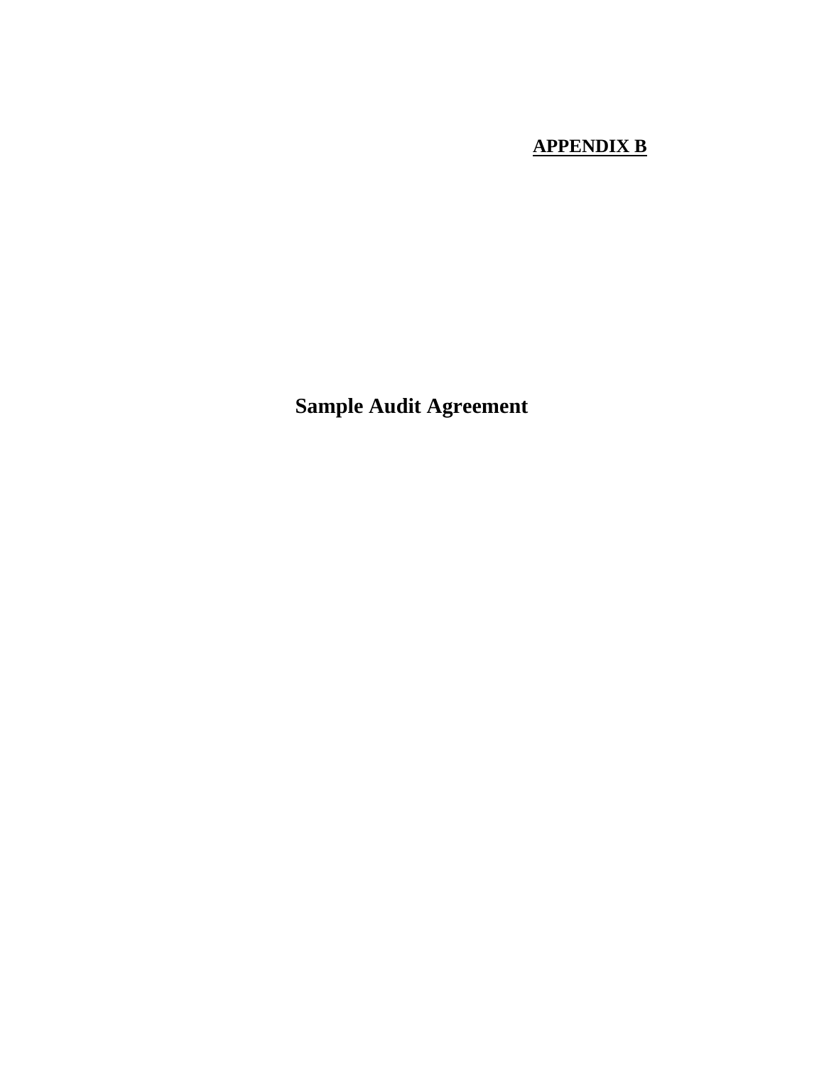**APPENDIX B**

# Sample Audit Agreement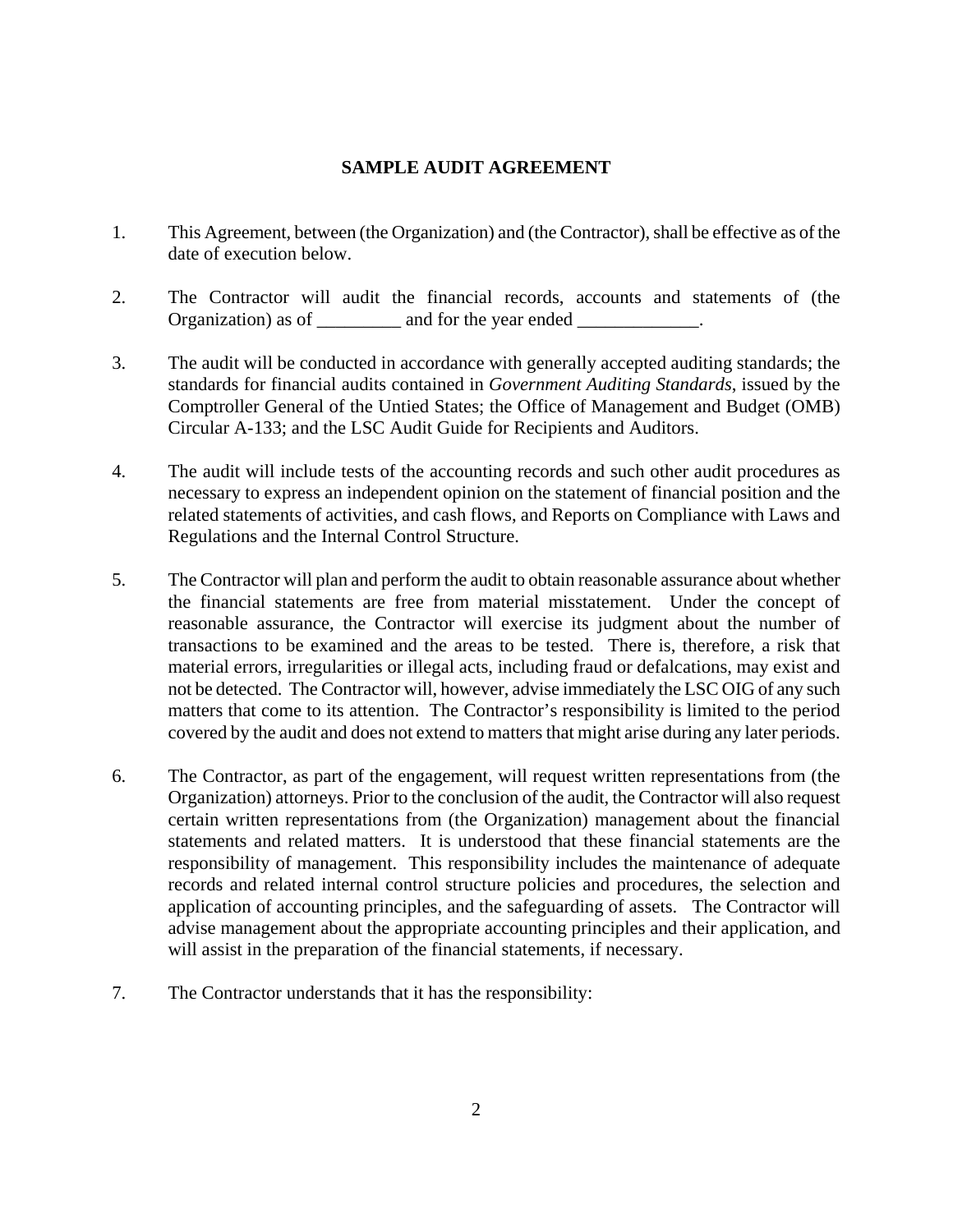# SAMPLE AUDIT AGREEMENT

1. This Agreement, between (the Organization) and (the Contractor), shall be effective as of the date of execution below.

2. The Contractor will audit the financial records, accounts and statements of (the Organization) as of _________ and for the year ended _____________.

3. The audit will be conducted in accordance with generally accepted auditing standards; the standards for financial audits contained in *Government Auditing Standards*, issued by the Comptroller General of the Untied States; the Office of Management and Budget (OMB) Circular A-133; and the LSC Audit Guide for Recipients and Auditors.

4. The audit will include tests of the accounting records and such other audit procedures as necessary to express an independent opinion on the statement of financial position and the related statements of activities, and cash flows, and Reports on Compliance with Laws and Regulations and the Internal Control Structure.

5. The Contractor will plan and perform the audit to obtain reasonable assurance about whether the financial statements are free from material misstatement. Under the concept of reasonable assurance, the Contractor will exercise its judgment about the number of transactions to be examined and the areas to be tested. There is, therefore, a risk that material errors, irregularities or illegal acts, including fraud or defalcations, may exist and not be detected. The Contractor will, however, advise immediately the LSC OIG of any such matters that come to its attention. The Contractor's responsibility is limited to the period covered by the audit and does not extend to matters that might arise during any later periods.

6. The Contractor, as part of the engagement, will request written representations from (the Organization) attorneys. Prior to the conclusion of the audit, the Contractor will also request certain written representations from (the Organization) management about the financial statements and related matters. It is understood that these financial statements are the responsibility of management. This responsibility includes the maintenance of adequate records and related internal control structure policies and procedures, the selection and application of accounting principles, and the safeguarding of assets. The Contractor will advise management about the appropriate accounting principles and their application, and will assist in the preparation of the financial statements, if necessary.

7. The Contractor understands that it has the responsibility: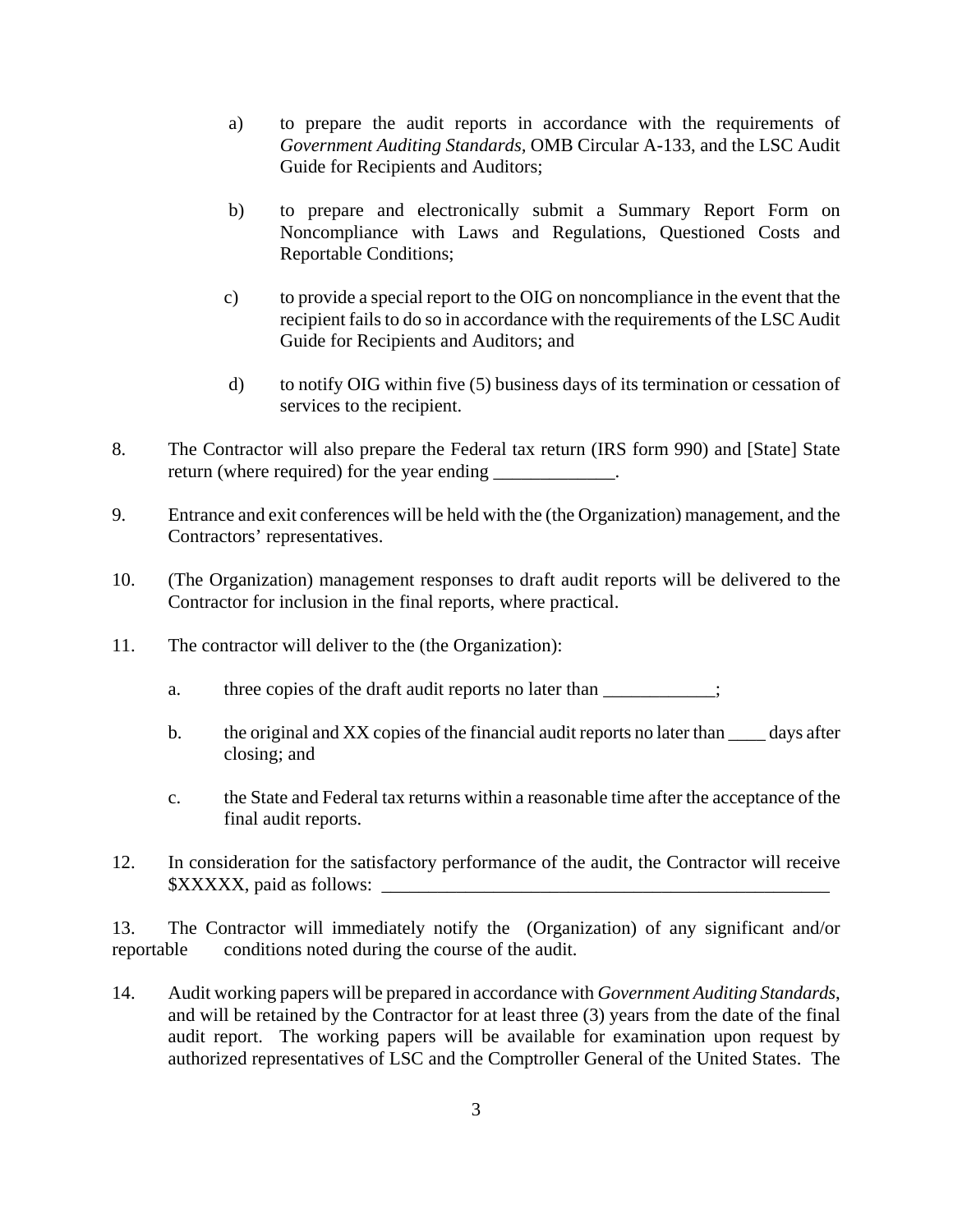a) to prepare the audit reports in accordance with the requirements of *Government Auditing Standards,* OMB Circular A-133, and the LSC Audit Guide for Recipients and Auditors;

b) to prepare and electronically submit a Summary Report Form on Noncompliance with Laws and Regulations, Questioned Costs and Reportable Conditions;

c) to provide a special report to the OIG on noncompliance in the event that the recipient fails to do so in accordance with the requirements of the LSC Audit Guide for Recipients and Auditors; and

d) to notify OIG within five (5) business days of its termination or cessation of services to the recipient.

8. The Contractor will also prepare the Federal tax return (IRS form 990) and [State] State return (where required) for the year ending _____________.

9. Entrance and exit conferences will be held with the (the Organization) management, and the Contractors' representatives.

10. (The Organization) management responses to draft audit reports will be delivered to the Contractor for inclusion in the final reports, where practical.

11. The contractor will deliver to the (the Organization):

   a. three copies of the draft audit reports no later than ____________;

   b. the original and XX copies of the financial audit reports no later than ____ days after closing; and

   c. the State and Federal tax returns within a reasonable time after the acceptance of the final audit reports.

12. In consideration for the satisfactory performance of the audit, the Contractor will receive $XXXXX, paid as follows: __________________________________________________

13. The Contractor will immediately notify the (Organization) of any significant and/or reportable conditions noted during the course of the audit.

14. Audit working papers will be prepared in accordance with *Government Auditing Standards*, and will be retained by the Contractor for at least three (3) years from the date of the final audit report. The working papers will be available for examination upon request by authorized representatives of LSC and the Comptroller General of the United States. The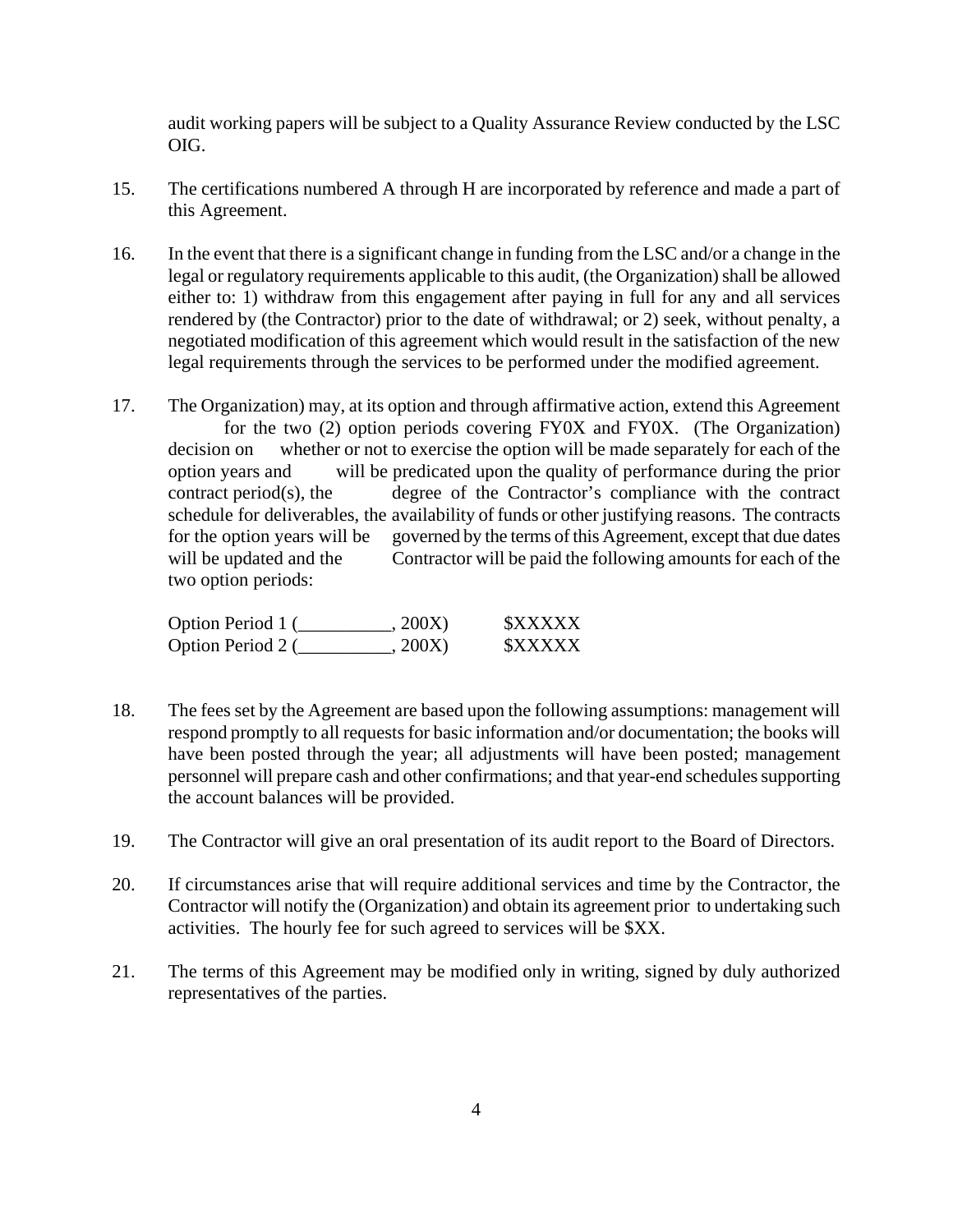audit working papers will be subject to a Quality Assurance Review conducted by the LSC OIG.

15. The certifications numbered A through H are incorporated by reference and made a part of this Agreement.

16. In the event that there is a significant change in funding from the LSC and/or a change in the legal or regulatory requirements applicable to this audit, (the Organization) shall be allowed either to: 1) withdraw from this engagement after paying in full for any and all services rendered by (the Contractor) prior to the date of withdrawal; or 2) seek, without penalty, a negotiated modification of this agreement which would result in the satisfaction of the new legal requirements through the services to be performed under the modified agreement.

17. The Organization) may, at its option and through affirmative action, extend this Agreement for the two (2) option periods covering FY0X and FY0X. (The Organization) decision on whether or not to exercise the option will be made separately for each of the option years and will be predicated upon the quality of performance during the prior contract period(s), the degree of the Contractor's compliance with the contract schedule for deliverables, the availability of funds or other justifying reasons. The contracts for the option years will be governed by the terms of this Agreement, except that due dates will be updated and the Contractor will be paid the following amounts for each of the two option periods:

    Option Period 1 (__________, 200X) $XXXXX
    Option Period 2 (__________, 200X) $XXXXX

18. The fees set by the Agreement are based upon the following assumptions: management will respond promptly to all requests for basic information and/or documentation; the books will have been posted through the year; all adjustments will have been posted; management personnel will prepare cash and other confirmations; and that year-end schedules supporting the account balances will be provided.

19. The Contractor will give an oral presentation of its audit report to the Board of Directors.

20. If circumstances arise that will require additional services and time by the Contractor, the Contractor will notify the (Organization) and obtain its agreement prior to undertaking such activities. The hourly fee for such agreed to services will be $XX.

21. The terms of this Agreement may be modified only in writing, signed by duly authorized representatives of the parties.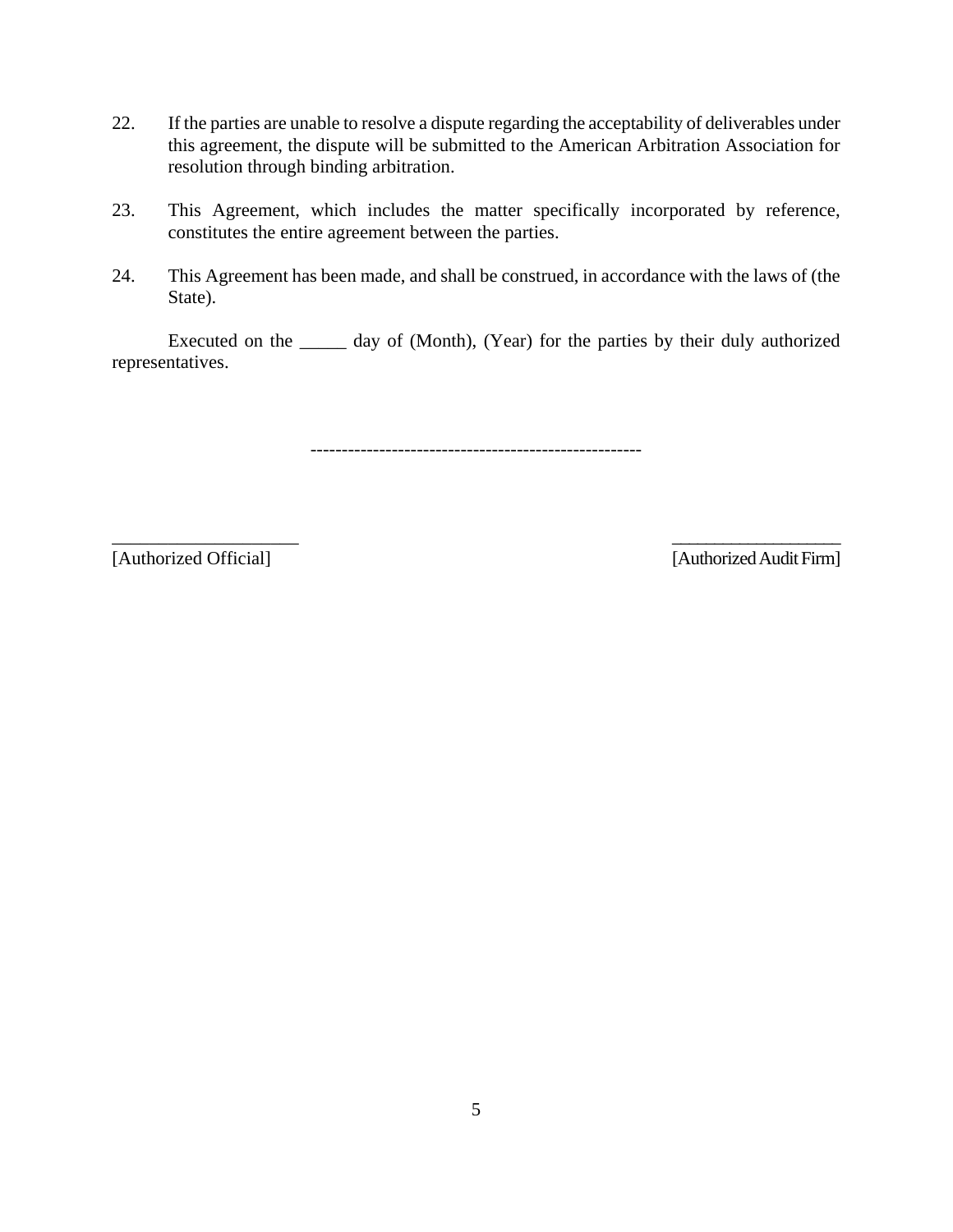22. If the parties are unable to resolve a dispute regarding the acceptability of deliverables under this agreement, the dispute will be submitted to the American Arbitration Association for resolution through binding arbitration.

23. This Agreement, which includes the matter specifically incorporated by reference, constitutes the entire agreement between the parties.

24. This Agreement has been made, and shall be construed, in accordance with the laws of (the State).

Executed on the _____ day of (Month), (Year) for the parties by their duly authorized representatives.

-----------------------------------------------------

_____________________ ___________________

[Authorized Official] [Authorized Audit Firm]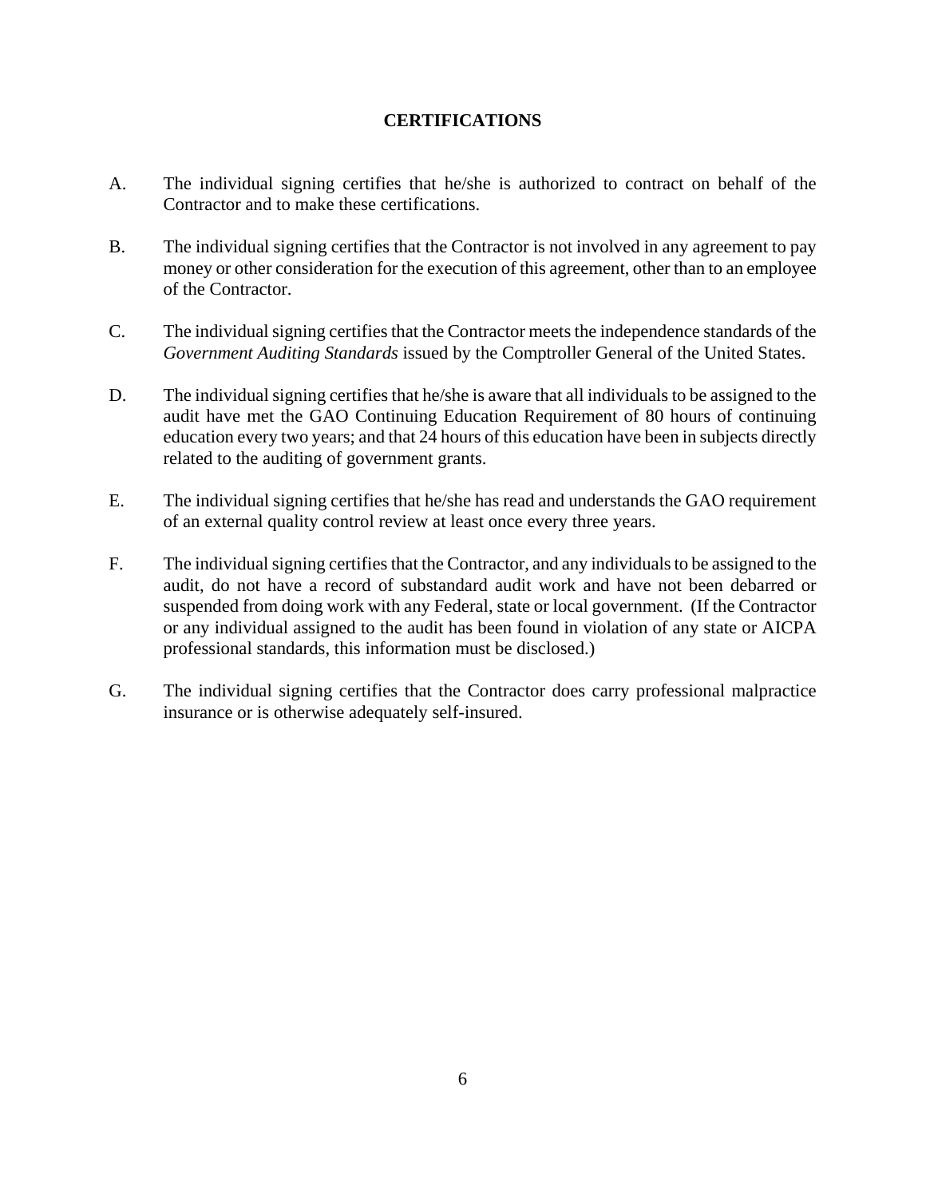## CERTIFICATIONS

A. The individual signing certifies that he/she is authorized to contract on behalf of the Contractor and to make these certifications.

B. The individual signing certifies that the Contractor is not involved in any agreement to pay money or other consideration for the execution of this agreement, other than to an employee of the Contractor.

C. The individual signing certifies that the Contractor meets the independence standards of the *Government Auditing Standards* issued by the Comptroller General of the United States.

D. The individual signing certifies that he/she is aware that all individuals to be assigned to the audit have met the GAO Continuing Education Requirement of 80 hours of continuing education every two years; and that 24 hours of this education have been in subjects directly related to the auditing of government grants.

E. The individual signing certifies that he/she has read and understands the GAO requirement of an external quality control review at least once every three years.

F. The individual signing certifies that the Contractor, and any individuals to be assigned to the audit, do not have a record of substandard audit work and have not been debarred or suspended from doing work with any Federal, state or local government. (If the Contractor or any individual assigned to the audit has been found in violation of any state or AICPA professional standards, this information must be disclosed.)

G. The individual signing certifies that the Contractor does carry professional malpractice insurance or is otherwise adequately self-insured.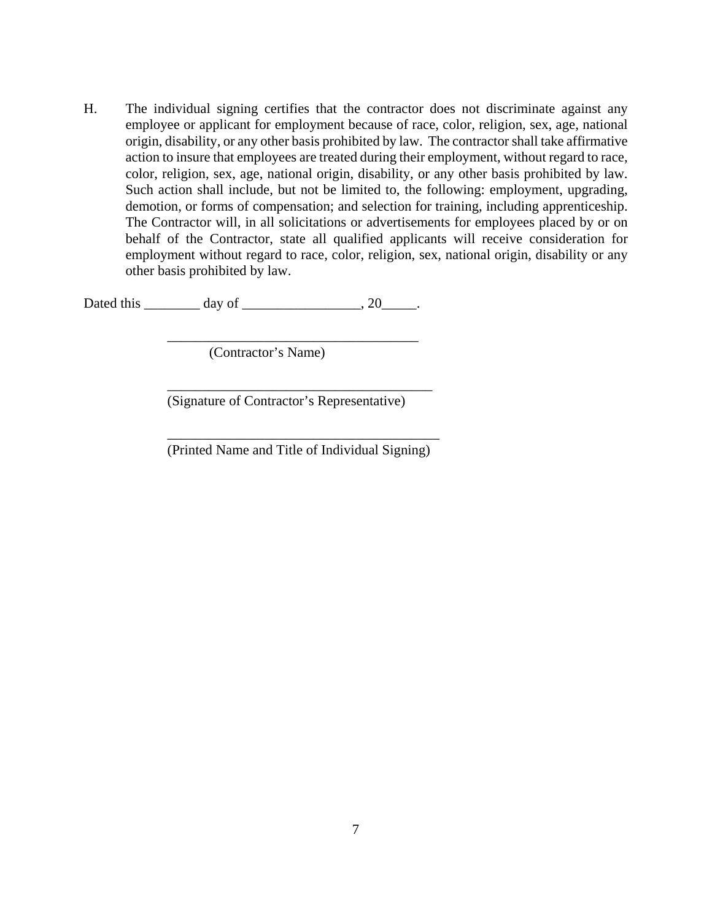H. The individual signing certifies that the contractor does not discriminate against any employee or applicant for employment because of race, color, religion, sex, age, national origin, disability, or any other basis prohibited by law. The contractor shall take affirmative action to insure that employees are treated during their employment, without regard to race, color, religion, sex, age, national origin, disability, or any other basis prohibited by law. Such action shall include, but not be limited to, the following: employment, upgrading, demotion, or forms of compensation; and selection for training, including apprenticeship. The Contractor will, in all solicitations or advertisements for employees placed by or on behalf of the Contractor, state all qualified applicants will receive consideration for employment without regard to race, color, religion, sex, national origin, disability or any other basis prohibited by law.

Dated this ________ day of _________________, 20_____.

_____________________________________
(Contractor's Name)

_______________________________________
(Signature of Contractor's Representative)

________________________________________
(Printed Name and Title of Individual Signing)